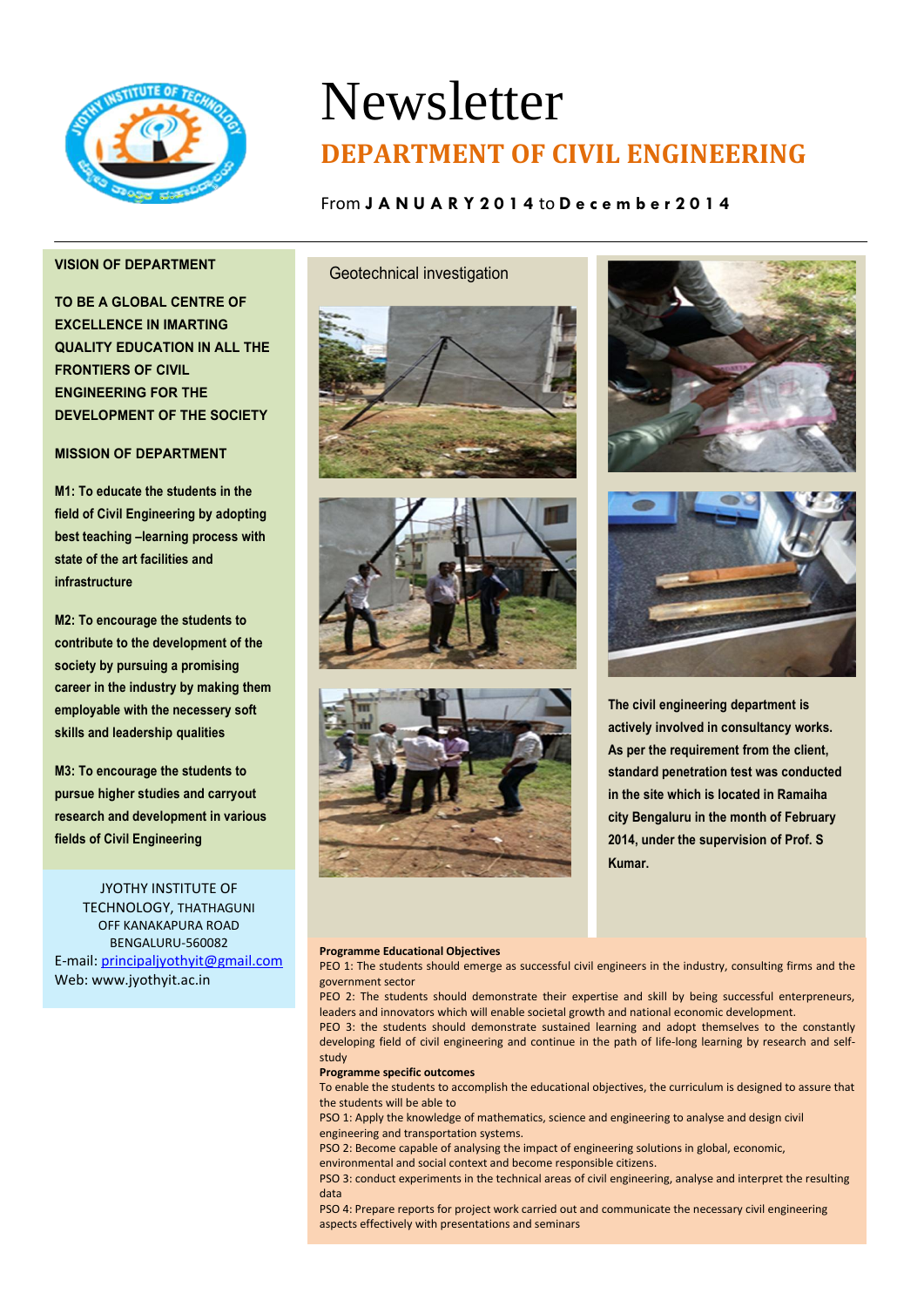# Newsletter

## DEPARTMENT OF CIVIL ENGINEERING

From **JANUARY 2014** to **December 2014**

---

**VISION OF DEPARTMENT**

**TO BE A GLOBAL CENTRE OF EXCELLENCE IN IMARTING QUALITY EDUCATION IN ALL THE FRONTIERS OF CIVIL ENGINEERING FOR THE DEVELOPMENT OF THE SOCIETY**

**MISSION OF DEPARTMENT**

**M1: To educate the students in the field of Civil Engineering by adopting best teaching –learning process with state of the art facilities and infrastructure**

**M2: To encourage the students to contribute to the development of the society by pursuing a promising career in the industry by making them employable with the necessery soft skills and leadership qualities**

**M3: To encourage the students to pursue higher studies and carryout research and development in various fields of Civil Engineering**

JYOTHY INSTITUTE OF TECHNOLOGY, THATHAGUNI
OFF KANAKAPURA ROAD
BENGALURU-560082
E-mail: principaljyothyit@gmail.com
Web: www.jyothyit.ac.in

### Geotechnical investigation

**The civil engineering department is actively involved in consultancy works. As per the requirement from the client, standard penetration test was conducted in the site which is located in Ramaiha city Bengaluru in the month of February 2014, under the supervision of Prof. S Kumar.**

**Programme Educational Objectives**

PEO 1: The students should emerge as successful civil engineers in the industry, consulting firms and the government sector

PEO 2: The students should demonstrate their expertise and skill by being successful enterpreneurs, leaders and innovators which will enable societal growth and national economic development.

PEO 3: the students should demonstrate sustained learning and adopt themselves to the constantly developing field of civil engineering and continue in the path of life-long learning by research and self-study

**Programme specific outcomes**

To enable the students to accomplish the educational objectives, the curriculum is designed to assure that the students will be able to

PSO 1: Apply the knowledge of mathematics, science and engineering to analyse and design civil engineering and transportation systems.

PSO 2: Become capable of analysing the impact of engineering solutions in global, economic, environmental and social context and become responsible citizens.

PSO 3: conduct experiments in the technical areas of civil engineering, analyse and interpret the resulting data

PSO 4: Prepare reports for project work carried out and communicate the necessary civil engineering aspects effectively with presentations and seminars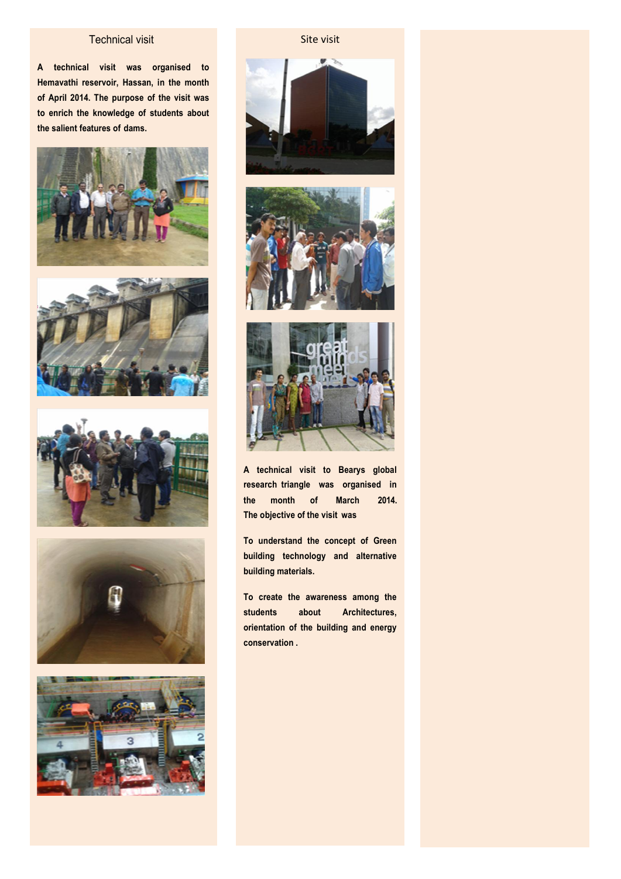## Technical visit

A technical visit was organised to Hemavathi reservoir, Hassan, in the month of April 2014. The purpose of the visit was to enrich the knowledge of students about the salient features of dams.

## Site visit

A technical visit to Bearys global research triangle was organised in the month of March 2014. The objective of the visit was

To understand the concept of Green building technology and alternative building materials.

To create the awareness among the students about Architectures, orientation of the building and energy conservation .